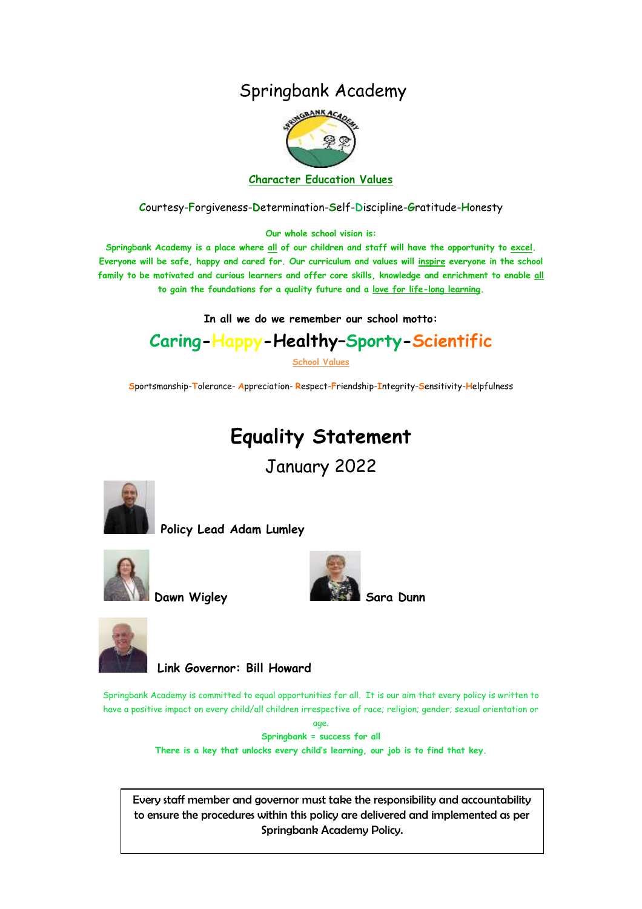# Springbank Academy

**Character Education Values**

Courtesy-Forgiveness-Determination-Self-Discipline-Gratitude-Honesty

**Our whole school vision is:**

**Springbank Academy is a place where all of our children and staff will have the opportunity to excel. Everyone will be safe, happy and cared for. Our curriculum and values will inspire everyone in the school family to be motivated and curious learners and offer core skills, knowledge and enrichment to enable all to gain the foundations for a quality future and a love for life-long learning.**

**In all we do we remember our school motto:**

## Caring-Happy-Healthy–Sporty-Scientific

School Values

Sportsmanship-Tolerance- Appreciation- Respect-Friendship-Integrity-Sensitivity-Helpfulness

# Equality Statement

## January 2022

**Policy Lead Adam Lumley**

**Dawn Wigley**

**Sara Dunn**

**Link Governor: Bill Howard**

Springbank Academy is committed to equal opportunities for all. It is our aim that every policy is written to have a positive impact on every child/all children irrespective of race; religion; gender; sexual orientation or age.

**Springbank = success for all**

**There is a key that unlocks every child's learning, our job is to find that key.**

Every staff member and governor must take the responsibility and accountability to ensure the procedures within this policy are delivered and implemented as per Springbank Academy Policy.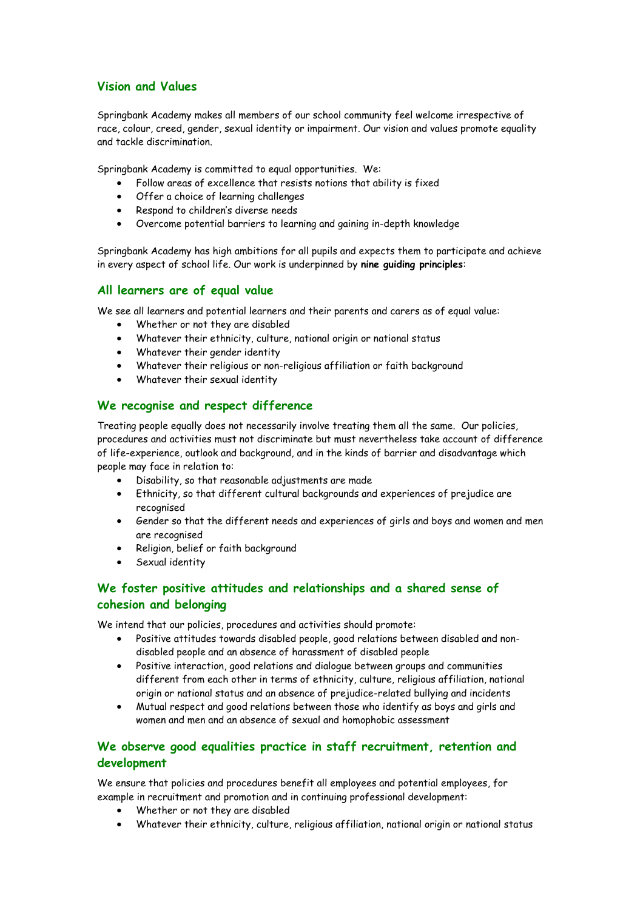## Vision and Values

Springbank Academy makes all members of our school community feel welcome irrespective of race, colour, creed, gender, sexual identity or impairment. Our vision and values promote equality and tackle discrimination.

Springbank Academy is committed to equal opportunities. We:

- Follow areas of excellence that resists notions that ability is fixed
- Offer a choice of learning challenges
- Respond to children's diverse needs
- Overcome potential barriers to learning and gaining in-depth knowledge

Springbank Academy has high ambitions for all pupils and expects them to participate and achieve in every aspect of school life. Our work is underpinned by **nine guiding principles**:

## All learners are of equal value

We see all learners and potential learners and their parents and carers as of equal value:

- Whether or not they are disabled
- Whatever their ethnicity, culture, national origin or national status
- Whatever their gender identity
- Whatever their religious or non-religious affiliation or faith background
- Whatever their sexual identity

## We recognise and respect difference

Treating people equally does not necessarily involve treating them all the same. Our policies, procedures and activities must not discriminate but must nevertheless take account of difference of life-experience, outlook and background, and in the kinds of barrier and disadvantage which people may face in relation to:

- Disability, so that reasonable adjustments are made
- Ethnicity, so that different cultural backgrounds and experiences of prejudice are recognised
- Gender so that the different needs and experiences of girls and boys and women and men are recognised
- Religion, belief or faith background
- Sexual identity

## We foster positive attitudes and relationships and a shared sense of cohesion and belonging

We intend that our policies, procedures and activities should promote:

- Positive attitudes towards disabled people, good relations between disabled and non-disabled people and an absence of harassment of disabled people
- Positive interaction, good relations and dialogue between groups and communities different from each other in terms of ethnicity, culture, religious affiliation, national origin or national status and an absence of prejudice-related bullying and incidents
- Mutual respect and good relations between those who identify as boys and girls and women and men and an absence of sexual and homophobic assessment

## We observe good equalities practice in staff recruitment, retention and development

We ensure that policies and procedures benefit all employees and potential employees, for example in recruitment and promotion and in continuing professional development:

- Whether or not they are disabled
- Whatever their ethnicity, culture, religious affiliation, national origin or national status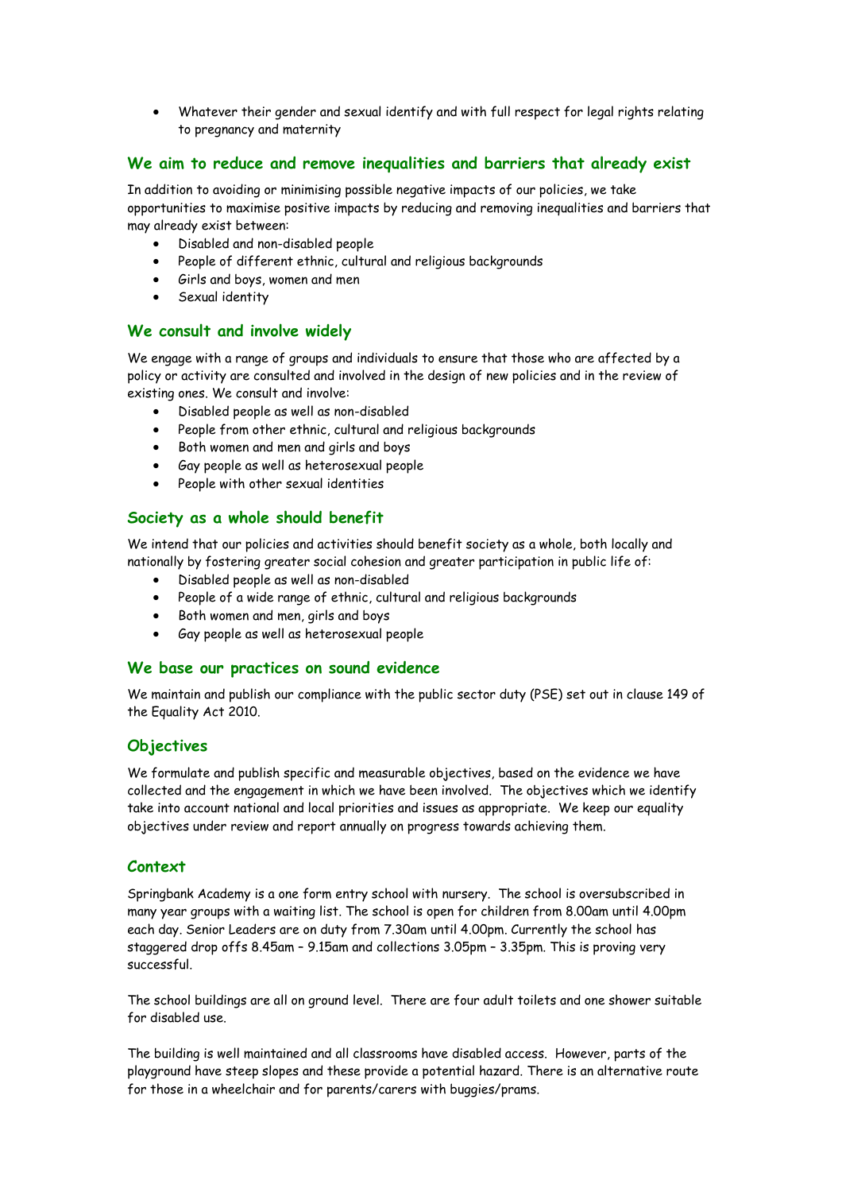- Whatever their gender and sexual identify and with full respect for legal rights relating to pregnancy and maternity

## We aim to reduce and remove inequalities and barriers that already exist

In addition to avoiding or minimising possible negative impacts of our policies, we take opportunities to maximise positive impacts by reducing and removing inequalities and barriers that may already exist between:

- Disabled and non-disabled people
- People of different ethnic, cultural and religious backgrounds
- Girls and boys, women and men
- Sexual identity

## We consult and involve widely

We engage with a range of groups and individuals to ensure that those who are affected by a policy or activity are consulted and involved in the design of new policies and in the review of existing ones. We consult and involve:

- Disabled people as well as non-disabled
- People from other ethnic, cultural and religious backgrounds
- Both women and men and girls and boys
- Gay people as well as heterosexual people
- People with other sexual identities

## Society as a whole should benefit

We intend that our policies and activities should benefit society as a whole, both locally and nationally by fostering greater social cohesion and greater participation in public life of:

- Disabled people as well as non-disabled
- People of a wide range of ethnic, cultural and religious backgrounds
- Both women and men, girls and boys
- Gay people as well as heterosexual people

## We base our practices on sound evidence

We maintain and publish our compliance with the public sector duty (PSE) set out in clause 149 of the Equality Act 2010.

## Objectives

We formulate and publish specific and measurable objectives, based on the evidence we have collected and the engagement in which we have been involved. The objectives which we identify take into account national and local priorities and issues as appropriate. We keep our equality objectives under review and report annually on progress towards achieving them.

## Context

Springbank Academy is a one form entry school with nursery. The school is oversubscribed in many year groups with a waiting list. The school is open for children from 8.00am until 4.00pm each day. Senior Leaders are on duty from 7.30am until 4.00pm. Currently the school has staggered drop offs 8.45am – 9.15am and collections 3.05pm – 3.35pm. This is proving very successful.

The school buildings are all on ground level. There are four adult toilets and one shower suitable for disabled use.

The building is well maintained and all classrooms have disabled access. However, parts of the playground have steep slopes and these provide a potential hazard. There is an alternative route for those in a wheelchair and for parents/carers with buggies/prams.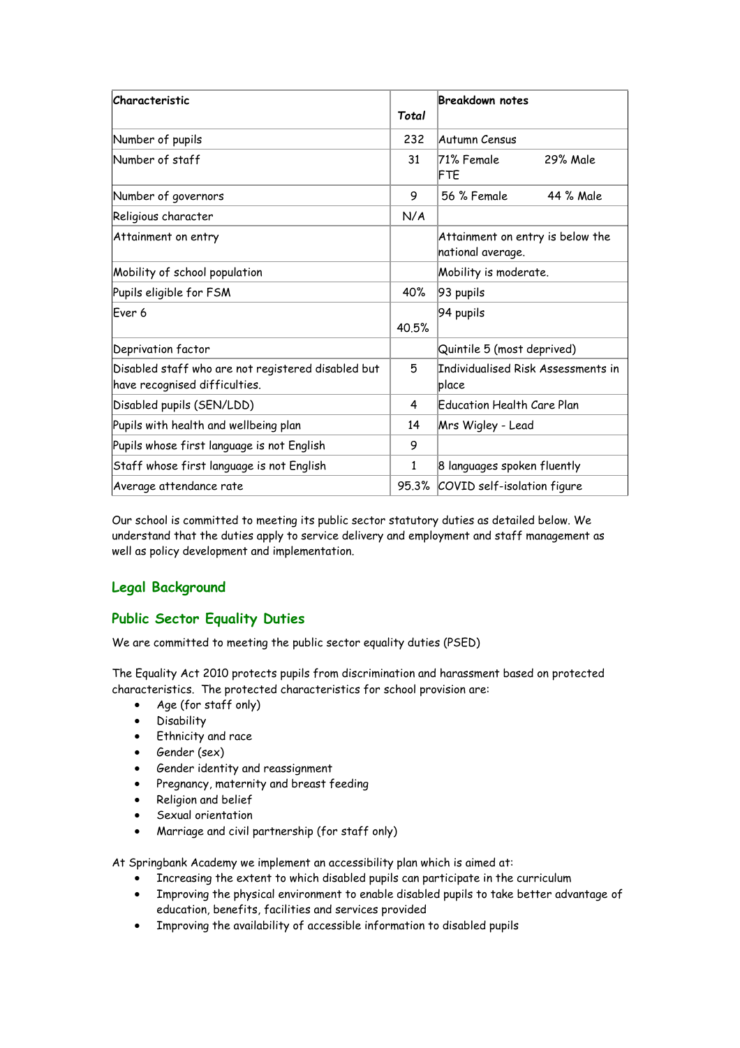| Characteristic | Total | Breakdown notes |
|---|---|---|
| Number of pupils | 232 | Autumn Census |
| Number of staff | 31 | 71% Female 29% Male FTE |
| Number of governors | 9 | 56 % Female 44 % Male |
| Religious character | N/A | |
| Attainment on entry | | Attainment on entry is below the national average. |
| Mobility of school population | | Mobility is moderate. |
| Pupils eligible for FSM | 40% | 93 pupils |
| Ever 6 | 40.5% | 94 pupils |
| Deprivation factor | | Quintile 5 (most deprived) |
| Disabled staff who are not registered disabled but have recognised difficulties. | 5 | Individualised Risk Assessments in place |
| Disabled pupils (SEN/LDD) | 4 | Education Health Care Plan |
| Pupils with health and wellbeing plan | 14 | Mrs Wigley - Lead |
| Pupils whose first language is not English | 9 | |
| Staff whose first language is not English | 1 | 8 languages spoken fluently |
| Average attendance rate | 95.3% | COVID self-isolation figure |

Our school is committed to meeting its public sector statutory duties as detailed below. We understand that the duties apply to service delivery and employment and staff management as well as policy development and implementation.

## Legal Background

## Public Sector Equality Duties

We are committed to meeting the public sector equality duties (PSED)

The Equality Act 2010 protects pupils from discrimination and harassment based on protected characteristics. The protected characteristics for school provision are:

- Age (for staff only)
- Disability
- Ethnicity and race
- Gender (sex)
- Gender identity and reassignment
- Pregnancy, maternity and breast feeding
- Religion and belief
- Sexual orientation
- Marriage and civil partnership (for staff only)

At Springbank Academy we implement an accessibility plan which is aimed at:

- Increasing the extent to which disabled pupils can participate in the curriculum
- Improving the physical environment to enable disabled pupils to take better advantage of education, benefits, facilities and services provided
- Improving the availability of accessible information to disabled pupils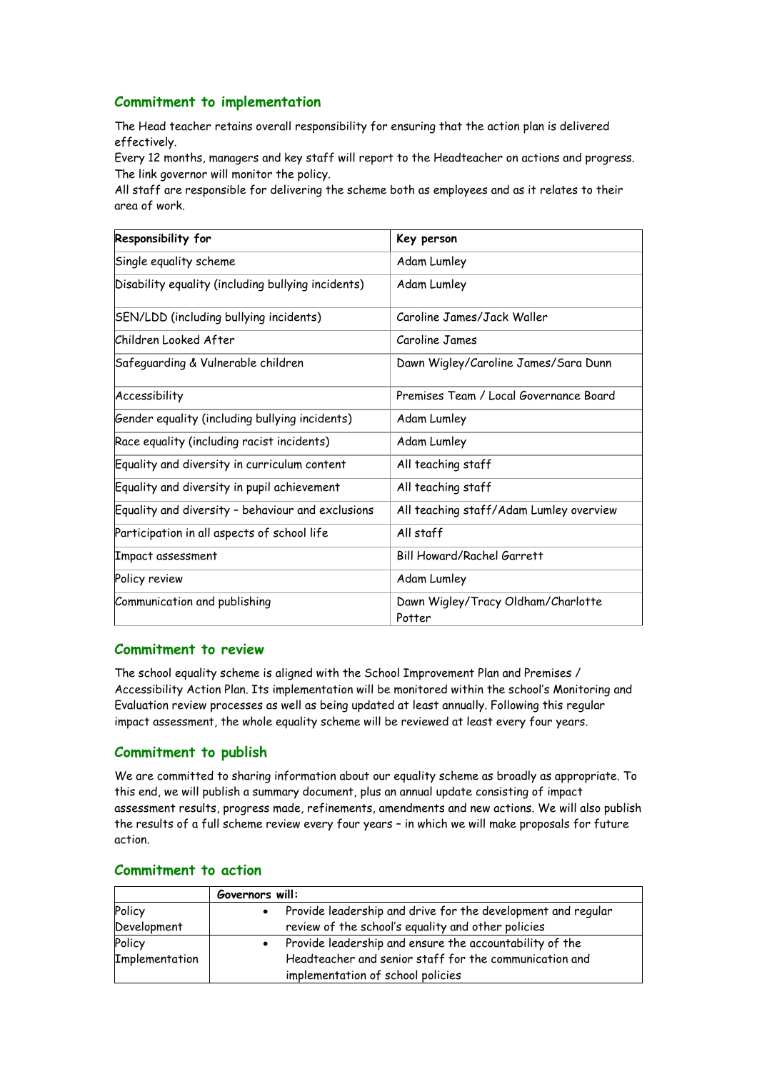## Commitment to implementation

The Head teacher retains overall responsibility for ensuring that the action plan is delivered effectively.
Every 12 months, managers and key staff will report to the Headteacher on actions and progress.
The link governor will monitor the policy.
All staff are responsible for delivering the scheme both as employees and as it relates to their area of work.

| Responsibility for | Key person |
|---|---|
| Single equality scheme | Adam Lumley |
| Disability equality (including bullying incidents) | Adam Lumley |
| SEN/LDD (including bullying incidents) | Caroline James/Jack Waller |
| Children Looked After | Caroline James |
| Safeguarding & Vulnerable children | Dawn Wigley/Caroline James/Sara Dunn |
| Accessibility | Premises Team / Local Governance Board |
| Gender equality (including bullying incidents) | Adam Lumley |
| Race equality (including racist incidents) | Adam Lumley |
| Equality and diversity in curriculum content | All teaching staff |
| Equality and diversity in pupil achievement | All teaching staff |
| Equality and diversity – behaviour and exclusions | All teaching staff/Adam Lumley overview |
| Participation in all aspects of school life | All staff |
| Impact assessment | Bill Howard/Rachel Garrett |
| Policy review | Adam Lumley |
| Communication and publishing | Dawn Wigley/Tracy Oldham/Charlotte Potter |

## Commitment to review

The school equality scheme is aligned with the School Improvement Plan and Premises / Accessibility Action Plan. Its implementation will be monitored within the school's Monitoring and Evaluation review processes as well as being updated at least annually. Following this regular impact assessment, the whole equality scheme will be reviewed at least every four years.

## Commitment to publish

We are committed to sharing information about our equality scheme as broadly as appropriate. To this end, we will publish a summary document, plus an annual update consisting of impact assessment results, progress made, refinements, amendments and new actions. We will also publish the results of a full scheme review every four years – in which we will make proposals for future action.

## Commitment to action

| | Governors will: |
|---|---|
| Policy Development | • Provide leadership and drive for the development and regular review of the school's equality and other policies |
| Policy Implementation | • Provide leadership and ensure the accountability of the Headteacher and senior staff for the communication and implementation of school policies |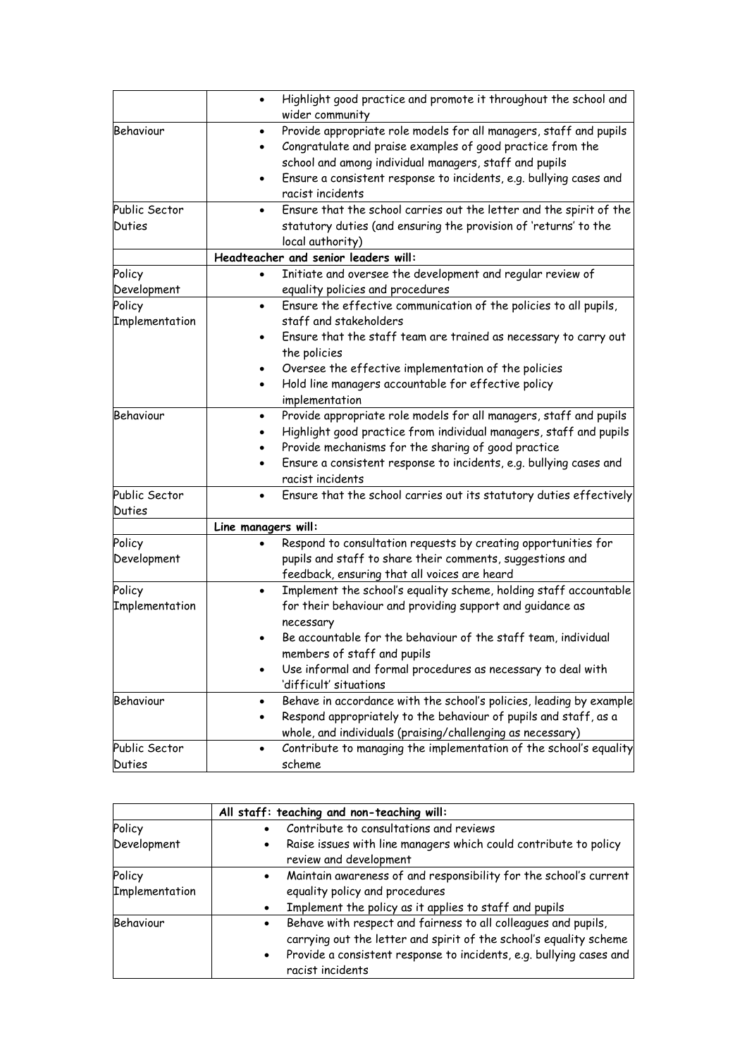| | |
|---|---|
| | • Highlight good practice and promote it throughout the school and wider community |
| Behaviour | • Provide appropriate role models for all managers, staff and pupils<br>• Congratulate and praise examples of good practice from the school and among individual managers, staff and pupils<br>• Ensure a consistent response to incidents, e.g. bullying cases and racist incidents |
| Public Sector Duties | • Ensure that the school carries out the letter and the spirit of the statutory duties (and ensuring the provision of 'returns' to the local authority) |
| | **Headteacher and senior leaders will:** |
| Policy Development | • Initiate and oversee the development and regular review of equality policies and procedures |
| Policy Implementation | • Ensure the effective communication of the policies to all pupils, staff and stakeholders<br>• Ensure that the staff team are trained as necessary to carry out the policies<br>• Oversee the effective implementation of the policies<br>• Hold line managers accountable for effective policy implementation |
| Behaviour | • Provide appropriate role models for all managers, staff and pupils<br>• Highlight good practice from individual managers, staff and pupils<br>• Provide mechanisms for the sharing of good practice<br>• Ensure a consistent response to incidents, e.g. bullying cases and racist incidents |
| Public Sector Duties | • Ensure that the school carries out its statutory duties effectively |
| | **Line managers will:** |
| Policy Development | • Respond to consultation requests by creating opportunities for pupils and staff to share their comments, suggestions and feedback, ensuring that all voices are heard |
| Policy Implementation | • Implement the school's equality scheme, holding staff accountable for their behaviour and providing support and guidance as necessary<br>• Be accountable for the behaviour of the staff team, individual members of staff and pupils<br>• Use informal and formal procedures as necessary to deal with 'difficult' situations |
| Behaviour | • Behave in accordance with the school's policies, leading by example<br>• Respond appropriately to the behaviour of pupils and staff, as a whole, and individuals (praising/challenging as necessary) |
| Public Sector Duties | • Contribute to managing the implementation of the school's equality scheme |

| | **All staff: teaching and non-teaching will:** |
|---|---|
| Policy Development | • Contribute to consultations and reviews<br>• Raise issues with line managers which could contribute to policy review and development |
| Policy Implementation | • Maintain awareness of and responsibility for the school's current equality policy and procedures<br>• Implement the policy as it applies to staff and pupils |
| Behaviour | • Behave with respect and fairness to all colleagues and pupils, carrying out the letter and spirit of the school's equality scheme<br>• Provide a consistent response to incidents, e.g. bullying cases and racist incidents |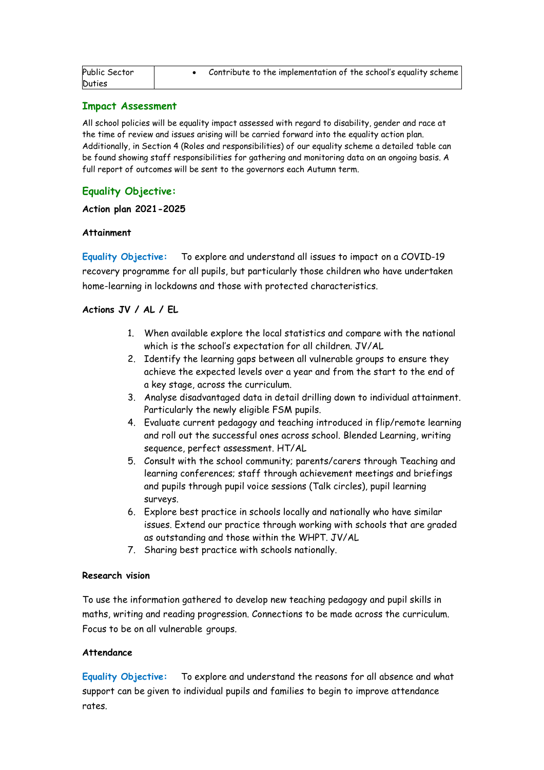| Public Sector Duties | • Contribute to the implementation of the school's equality scheme |
|---|---|

## Impact Assessment

All school policies will be equality impact assessed with regard to disability, gender and race at the time of review and issues arising will be carried forward into the equality action plan. Additionally, in Section 4 (Roles and responsibilities) of our equality scheme a detailed table can be found showing staff responsibilities for gathering and monitoring data on an ongoing basis. A full report of outcomes will be sent to the governors each Autumn term.

## Equality Objective:

**Action plan 2021-2025**

**Attainment**

**Equality Objective:** To explore and understand all issues to impact on a COVID-19 recovery programme for all pupils, but particularly those children who have undertaken home-learning in lockdowns and those with protected characteristics.

**Actions JV / AL / EL**

1. When available explore the local statistics and compare with the national which is the school's expectation for all children. JV/AL
2. Identify the learning gaps between all vulnerable groups to ensure they achieve the expected levels over a year and from the start to the end of a key stage, across the curriculum.
3. Analyse disadvantaged data in detail drilling down to individual attainment. Particularly the newly eligible FSM pupils.
4. Evaluate current pedagogy and teaching introduced in flip/remote learning and roll out the successful ones across school. Blended Learning, writing sequence, perfect assessment. HT/AL
5. Consult with the school community; parents/carers through Teaching and learning conferences; staff through achievement meetings and briefings and pupils through pupil voice sessions (Talk circles), pupil learning surveys.
6. Explore best practice in schools locally and nationally who have similar issues. Extend our practice through working with schools that are graded as outstanding and those within the WHPT. JV/AL
7. Sharing best practice with schools nationally.

**Research vision**

To use the information gathered to develop new teaching pedagogy and pupil skills in maths, writing and reading progression. Connections to be made across the curriculum. Focus to be on all vulnerable groups.

**Attendance**

**Equality Objective:** To explore and understand the reasons for all absence and what support can be given to individual pupils and families to begin to improve attendance rates.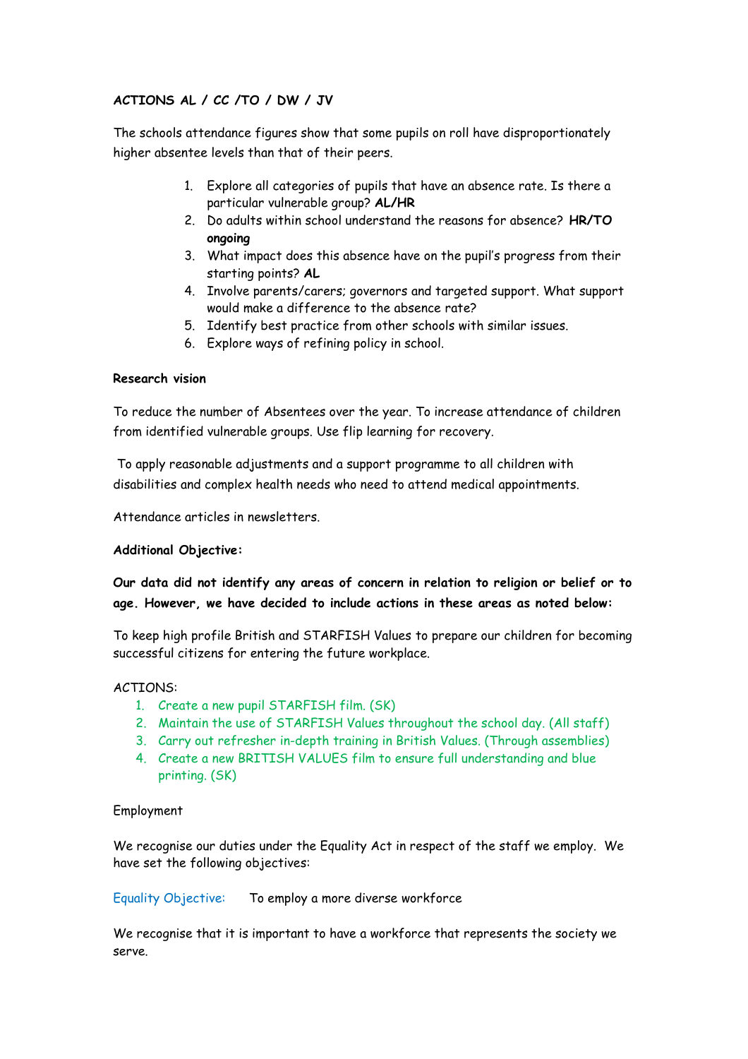**ACTIONS AL / CC /TO / DW / JV**

The schools attendance figures show that some pupils on roll have disproportionately higher absentee levels than that of their peers.

1. Explore all categories of pupils that have an absence rate. Is there a particular vulnerable group? **AL/HR**
2. Do adults within school understand the reasons for absence? **HR/TO ongoing**
3. What impact does this absence have on the pupil's progress from their starting points? **AL**
4. Involve parents/carers; governors and targeted support. What support would make a difference to the absence rate?
5. Identify best practice from other schools with similar issues.
6. Explore ways of refining policy in school.

**Research vision**

To reduce the number of Absentees over the year. To increase attendance of children from identified vulnerable groups. Use flip learning for recovery.

To apply reasonable adjustments and a support programme to all children with disabilities and complex health needs who need to attend medical appointments.

Attendance articles in newsletters.

**Additional Objective:**

**Our data did not identify any areas of concern in relation to religion or belief or to age. However, we have decided to include actions in these areas as noted below:**

To keep high profile British and STARFISH Values to prepare our children for becoming successful citizens for entering the future workplace.

ACTIONS:

1. Create a new pupil STARFISH film. (SK)
2. Maintain the use of STARFISH Values throughout the school day. (All staff)
3. Carry out refresher in-depth training in British Values. (Through assemblies)
4. Create a new BRITISH VALUES film to ensure full understanding and blue printing. (SK)

Employment

We recognise our duties under the Equality Act in respect of the staff we employ. We have set the following objectives:

Equality Objective: To employ a more diverse workforce

We recognise that it is important to have a workforce that represents the society we serve.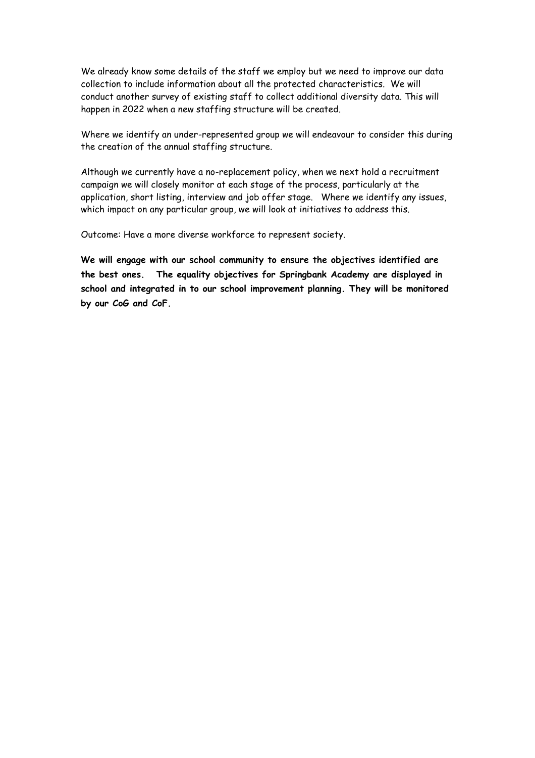We already know some details of the staff we employ but we need to improve our data collection to include information about all the protected characteristics. We will conduct another survey of existing staff to collect additional diversity data. This will happen in 2022 when a new staffing structure will be created.

Where we identify an under-represented group we will endeavour to consider this during the creation of the annual staffing structure.

Although we currently have a no-replacement policy, when we next hold a recruitment campaign we will closely monitor at each stage of the process, particularly at the application, short listing, interview and job offer stage. Where we identify any issues, which impact on any particular group, we will look at initiatives to address this.

Outcome: Have a more diverse workforce to represent society.

**We will engage with our school community to ensure the objectives identified are the best ones. The equality objectives for Springbank Academy are displayed in school and integrated in to our school improvement planning. They will be monitored by our CoG and CoF.**